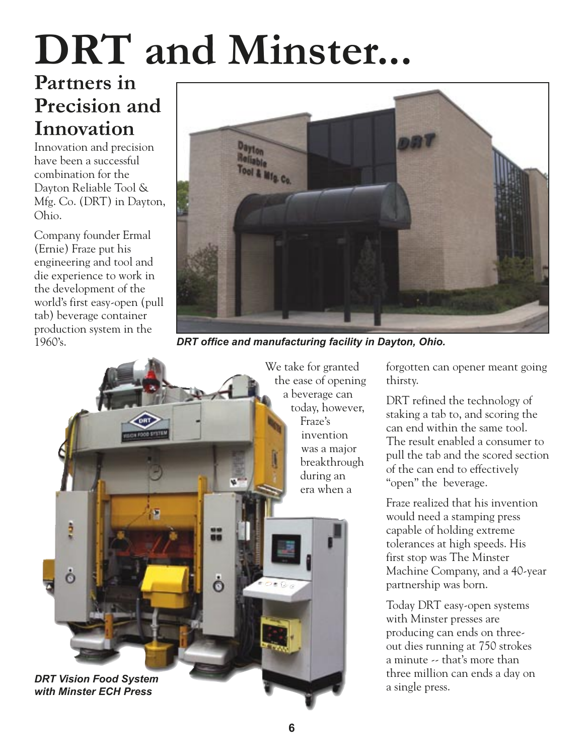# DRT and Minster...

## Partners in Precision and Innovation

Innovation and precision have been a successful combination for the Dayton Reliable Tool & Mfg. Co. (DRT) in Dayton, Ohio.

Company founder Ermal (Ernie) Fraze put his engineering and tool and die experience to work in the development of the world's first easy-open (pull tab) beverage container production system in the 1960's.

*DRT office and manufacturing facility in Dayton, Ohio.*

We take for granted the ease of opening a beverage can today, however, Fraze's invention was a major breakthrough during an era when a forgotten can opener meant going thirsty.

DRT refined the technology of staking a tab to, and scoring the can end within the same tool. The result enabled a consumer to pull the tab and the scored section of the can end to effectively "open" the beverage.

Fraze realized that his invention would need a stamping press capable of holding extreme tolerances at high speeds. His first stop was The Minster Machine Company, and a 40-year partnership was born.

Today DRT easy-open systems with Minster presses are producing can ends on three-out dies running at 750 strokes a minute -- that's more than three million can ends a day on a single press.

*DRT Vision Food System with Minster ECH Press*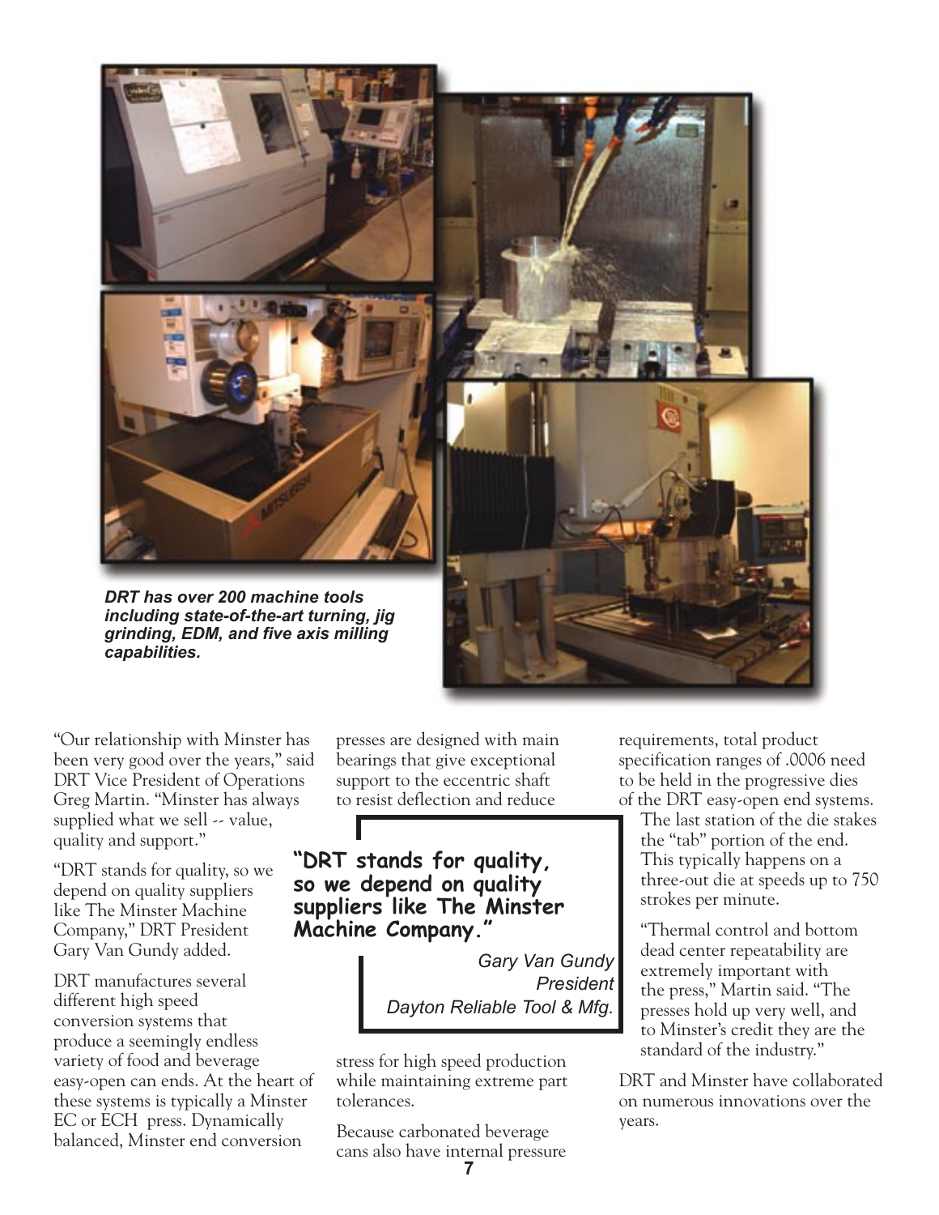*DRT has over 200 machine tools including state-of-the-art turning, jig grinding, EDM, and five axis milling capabilities.*

"Our relationship with Minster has been very good over the years," said DRT Vice President of Operations Greg Martin. "Minster has always supplied what we sell -- value, quality and support."

"DRT stands for quality, so we depend on quality suppliers like The Minster Machine Company," DRT President Gary Van Gundy added.

DRT manufactures several different high speed conversion systems that produce a seemingly endless variety of food and beverage easy-open can ends. At the heart of these systems is typically a Minster EC or ECH press. Dynamically balanced, Minster end conversion presses are designed with main bearings that give exceptional support to the eccentric shaft to resist deflection and reduce stress for high speed production while maintaining extreme part tolerances.

> **"DRT stands for quality, so we depend on quality suppliers like The Minster Machine Company."**
>
> *Gary Van Gundy*
> *President*
> *Dayton Reliable Tool & Mfg.*

Because carbonated beverage cans also have internal pressure requirements, total product specification ranges of .0006 need to be held in the progressive dies of the DRT easy-open end systems.

The last station of the die stakes the "tab" portion of the end. This typically happens on a three-out die at speeds up to 750 strokes per minute.

"Thermal control and bottom dead center repeatability are extremely important with the press," Martin said. "The presses hold up very well, and to Minster's credit they are the standard of the industry."

DRT and Minster have collaborated on numerous innovations over the years.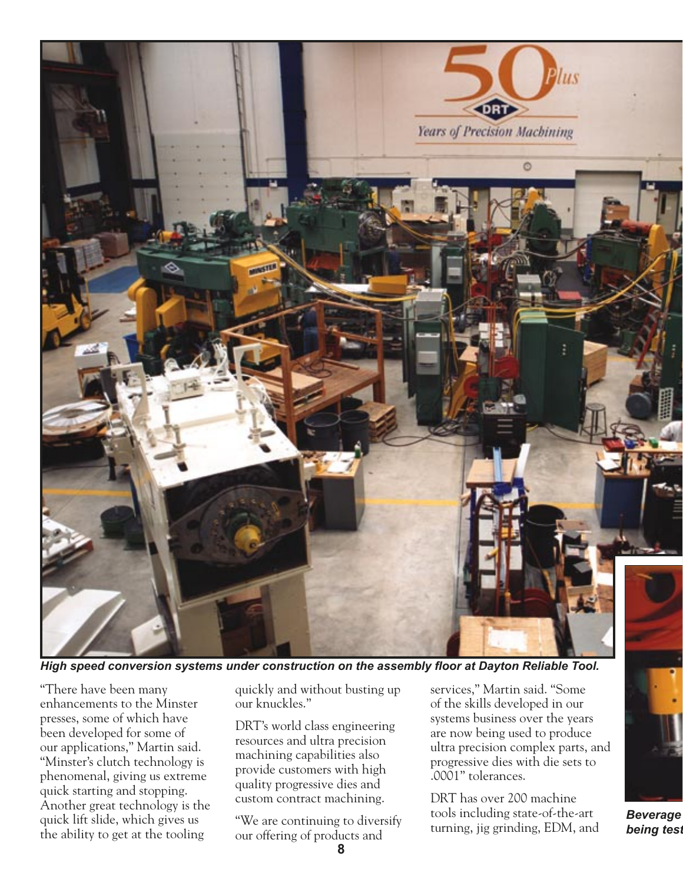*High speed conversion systems under construction on the assembly floor at Dayton Reliable Tool.*

"There have been many enhancements to the Minster presses, some of which have been developed for some of our applications," Martin said. "Minster's clutch technology is phenomenal, giving us extreme quick starting and stopping. Another great technology is the quick lift slide, which gives us the ability to get at the tooling quickly and without busting up our knuckles."

DRT's world class engineering resources and ultra precision machining capabilities also provide customers with high quality progressive dies and custom contract machining.

"We are continuing to diversify our offering of products and services," Martin said. "Some of the skills developed in our systems business over the years are now being used to produce ultra precision complex parts, and progressive dies with die sets to .0001" tolerances.

DRT has over 200 machine tools including state-of-the-art turning, jig grinding, EDM, and

*Beverage being test*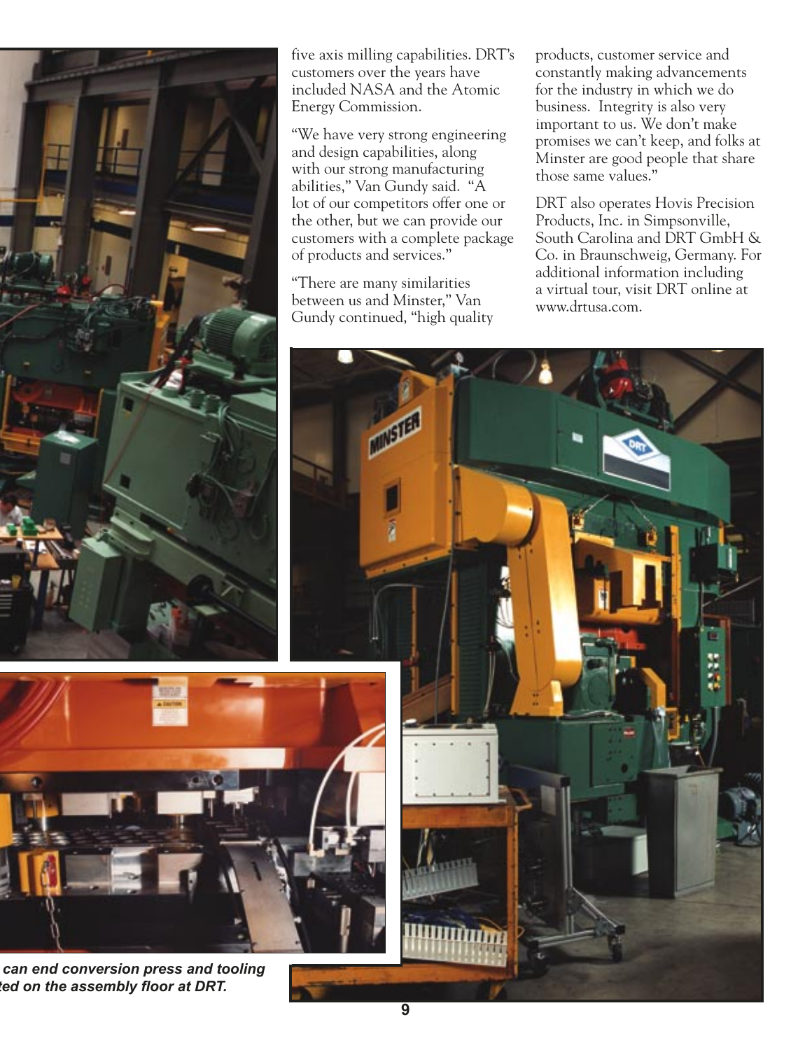five axis milling capabilities. DRT's customers over the years have included NASA and the Atomic Energy Commission.

"We have very strong engineering and design capabilities, along with our strong manufacturing abilities," Van Gundy said. "A lot of our competitors offer one or the other, but we can provide our customers with a complete package of products and services."

"There are many similarities between us and Minster," Van Gundy continued, "high quality products, customer service and constantly making advancements for the industry in which we do business. Integrity is also very important to us. We don't make promises we can't keep, and folks at Minster are good people that share those same values."

DRT also operates Hovis Precision Products, Inc. in Simpsonville, South Carolina and DRT GmbH & Co. in Braunschweig, Germany. For additional information including a virtual tour, visit DRT online at www.drtusa.com.

***can end conversion press and tooling ted on the assembly floor at DRT.***